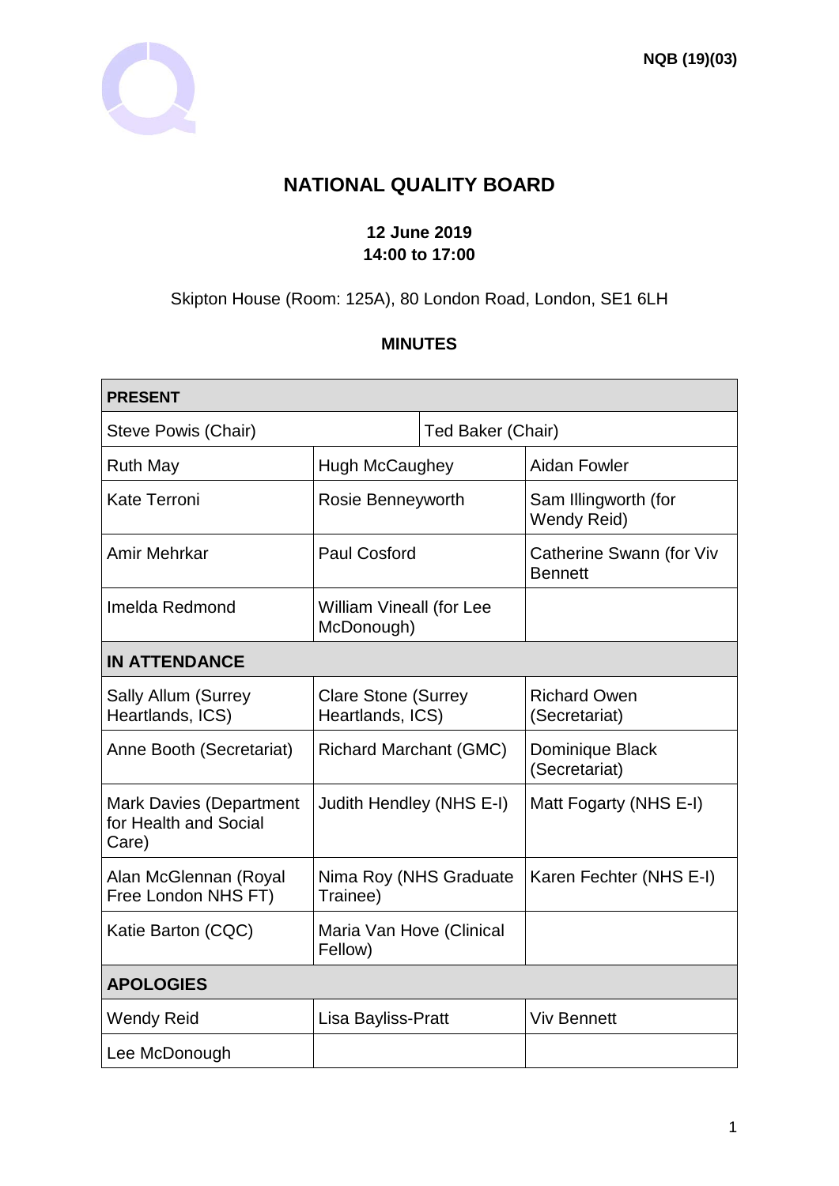NQB (19)(03)

# NATIONAL QUALITY BOARD

**12 June 2019**
**14:00 to 17:00**

Skipton House (Room: 125A), 80 London Road, London, SE1 6LH

## MINUTES

| **PRESENT** | | |
|---|---|---|
| Steve Powis (Chair) | Ted Baker (Chair) | |
| Ruth May | Hugh McCaughey | Aidan Fowler |
| Kate Terroni | Rosie Benneyworth | Sam Illingworth (for Wendy Reid) |
| Amir Mehrkar | Paul Cosford | Catherine Swann (for Viv Bennett |
| Imelda Redmond | William Vineall (for Lee McDonough) | |
| **IN ATTENDANCE** | | |
| Sally Allum (Surrey Heartlands, ICS) | Clare Stone (Surrey Heartlands, ICS) | Richard Owen (Secretariat) |
| Anne Booth (Secretariat) | Richard Marchant (GMC) | Dominique Black (Secretariat) |
| Mark Davies (Department for Health and Social Care) | Judith Hendley (NHS E-I) | Matt Fogarty (NHS E-I) |
| Alan McGlennan (Royal Free London NHS FT) | Nima Roy (NHS Graduate Trainee) | Karen Fechter (NHS E-I) |
| Katie Barton (CQC) | Maria Van Hove (Clinical Fellow) | |
| **APOLOGIES** | | |
| Wendy Reid | Lisa Bayliss-Pratt | Viv Bennett |
| Lee McDonough | | |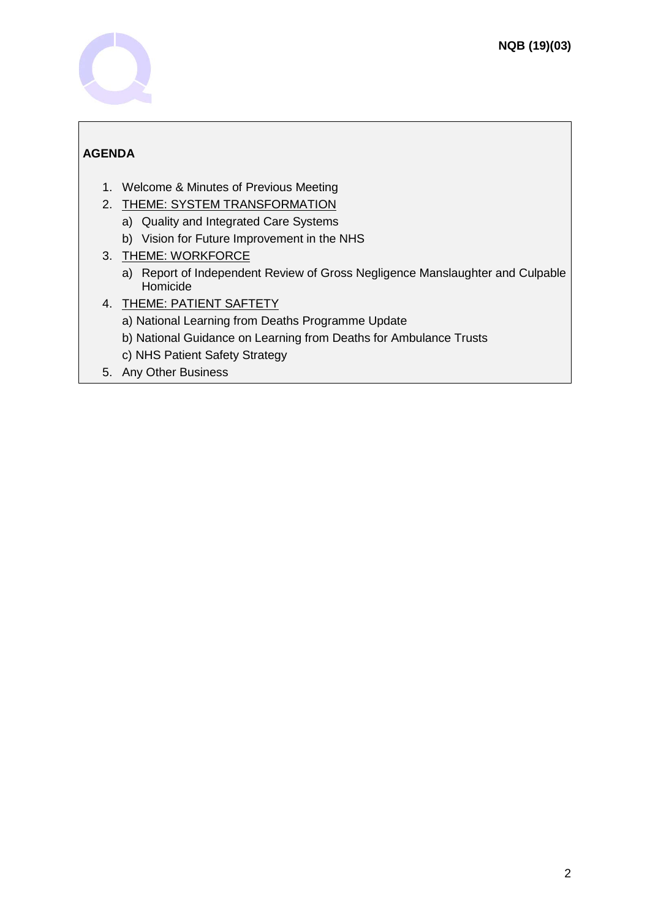NQB (19)(03)

**AGENDA**

1. Welcome & Minutes of Previous Meeting
2. THEME: SYSTEM TRANSFORMATION
   a) Quality and Integrated Care Systems
   b) Vision for Future Improvement in the NHS
3. THEME: WORKFORCE
   a) Report of Independent Review of Gross Negligence Manslaughter and Culpable Homicide
4. THEME: PATIENT SAFTETY
   a) National Learning from Deaths Programme Update
   b) National Guidance on Learning from Deaths for Ambulance Trusts
   c) NHS Patient Safety Strategy
5. Any Other Business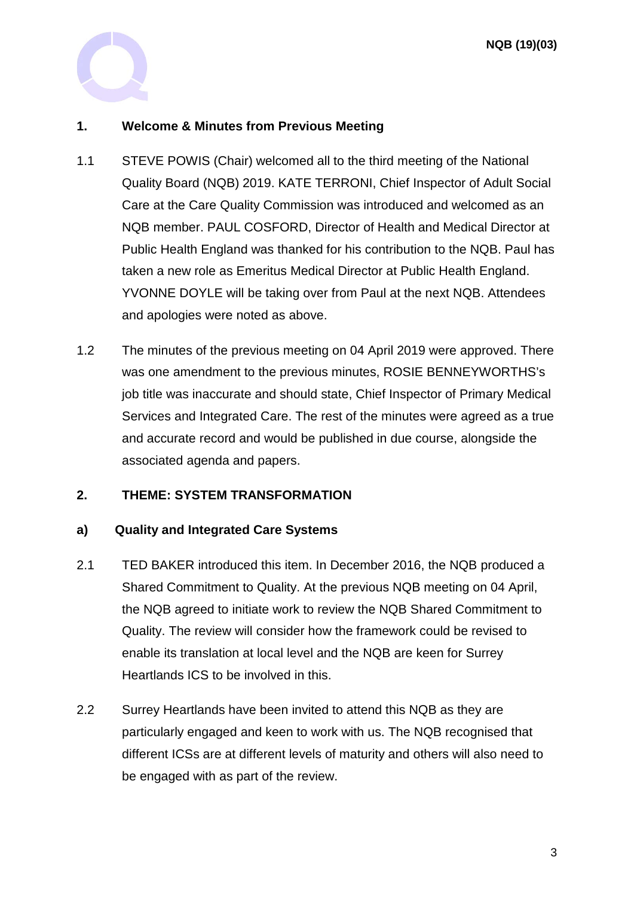## 1. Welcome & Minutes from Previous Meeting

1.1 STEVE POWIS (Chair) welcomed all to the third meeting of the National Quality Board (NQB) 2019. KATE TERRONI, Chief Inspector of Adult Social Care at the Care Quality Commission was introduced and welcomed as an NQB member. PAUL COSFORD, Director of Health and Medical Director at Public Health England was thanked for his contribution to the NQB. Paul has taken a new role as Emeritus Medical Director at Public Health England. YVONNE DOYLE will be taking over from Paul at the next NQB. Attendees and apologies were noted as above.

1.2 The minutes of the previous meeting on 04 April 2019 were approved. There was one amendment to the previous minutes, ROSIE BENNEYWORTHS's job title was inaccurate and should state, Chief Inspector of Primary Medical Services and Integrated Care. The rest of the minutes were agreed as a true and accurate record and would be published in due course, alongside the associated agenda and papers.

## 2. THEME: SYSTEM TRANSFORMATION

### a) Quality and Integrated Care Systems

2.1 TED BAKER introduced this item. In December 2016, the NQB produced a Shared Commitment to Quality. At the previous NQB meeting on 04 April, the NQB agreed to initiate work to review the NQB Shared Commitment to Quality. The review will consider how the framework could be revised to enable its translation at local level and the NQB are keen for Surrey Heartlands ICS to be involved in this.

2.2 Surrey Heartlands have been invited to attend this NQB as they are particularly engaged and keen to work with us. The NQB recognised that different ICSs are at different levels of maturity and others will also need to be engaged with as part of the review.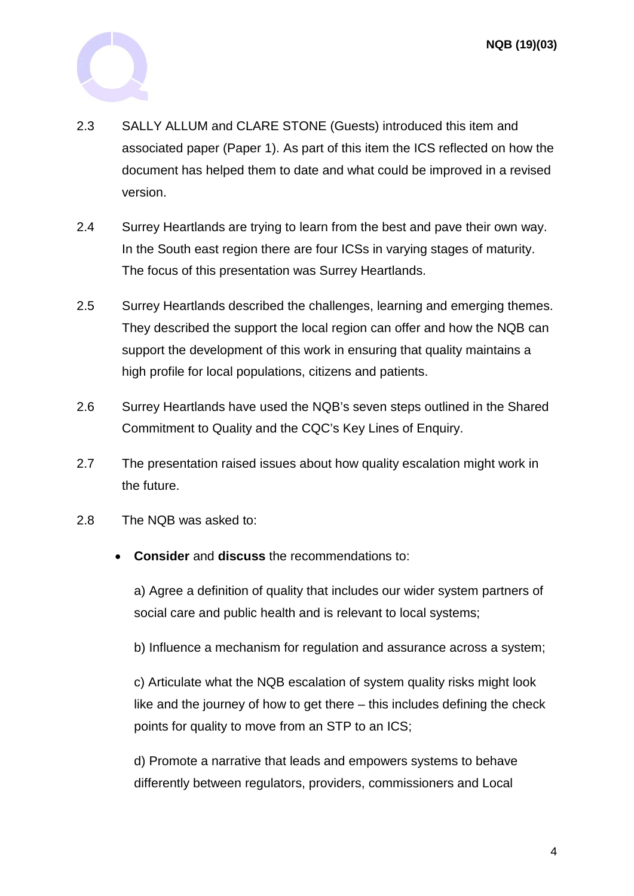2.3 SALLY ALLUM and CLARE STONE (Guests) introduced this item and associated paper (Paper 1). As part of this item the ICS reflected on how the document has helped them to date and what could be improved in a revised version.

2.4 Surrey Heartlands are trying to learn from the best and pave their own way. In the South east region there are four ICSs in varying stages of maturity. The focus of this presentation was Surrey Heartlands.

2.5 Surrey Heartlands described the challenges, learning and emerging themes. They described the support the local region can offer and how the NQB can support the development of this work in ensuring that quality maintains a high profile for local populations, citizens and patients.

2.6 Surrey Heartlands have used the NQB's seven steps outlined in the Shared Commitment to Quality and the CQC's Key Lines of Enquiry.

2.7 The presentation raised issues about how quality escalation might work in the future.

2.8 The NQB was asked to:

- **Consider** and **discuss** the recommendations to:

  a) Agree a definition of quality that includes our wider system partners of social care and public health and is relevant to local systems;

  b) Influence a mechanism for regulation and assurance across a system;

  c) Articulate what the NQB escalation of system quality risks might look like and the journey of how to get there – this includes defining the check points for quality to move from an STP to an ICS;

  d) Promote a narrative that leads and empowers systems to behave differently between regulators, providers, commissioners and Local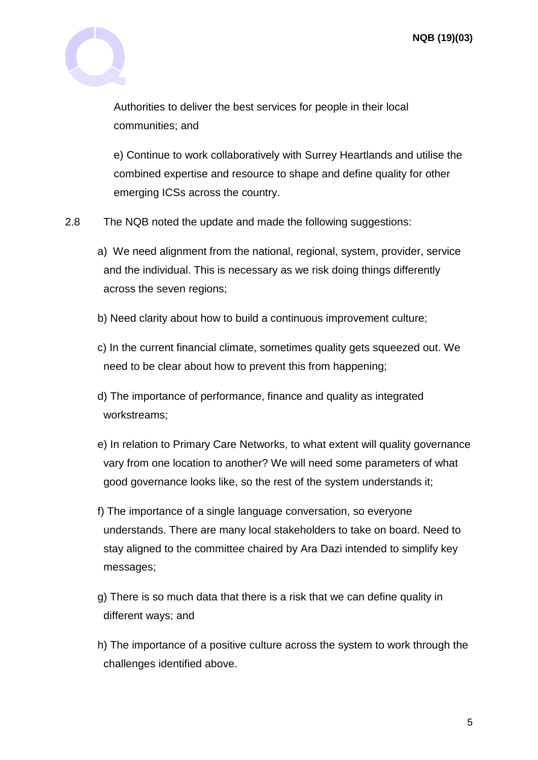Authorities to deliver the best services for people in their local communities; and

e) Continue to work collaboratively with Surrey Heartlands and utilise the combined expertise and resource to shape and define quality for other emerging ICSs across the country.

2.8 The NQB noted the update and made the following suggestions:

a) We need alignment from the national, regional, system, provider, service and the individual. This is necessary as we risk doing things differently across the seven regions;

b) Need clarity about how to build a continuous improvement culture;

c) In the current financial climate, sometimes quality gets squeezed out. We need to be clear about how to prevent this from happening;

d) The importance of performance, finance and quality as integrated workstreams;

e) In relation to Primary Care Networks, to what extent will quality governance vary from one location to another? We will need some parameters of what good governance looks like, so the rest of the system understands it;

f) The importance of a single language conversation, so everyone understands. There are many local stakeholders to take on board. Need to stay aligned to the committee chaired by Ara Dazi intended to simplify key messages;

g) There is so much data that there is a risk that we can define quality in different ways; and

h) The importance of a positive culture across the system to work through the challenges identified above.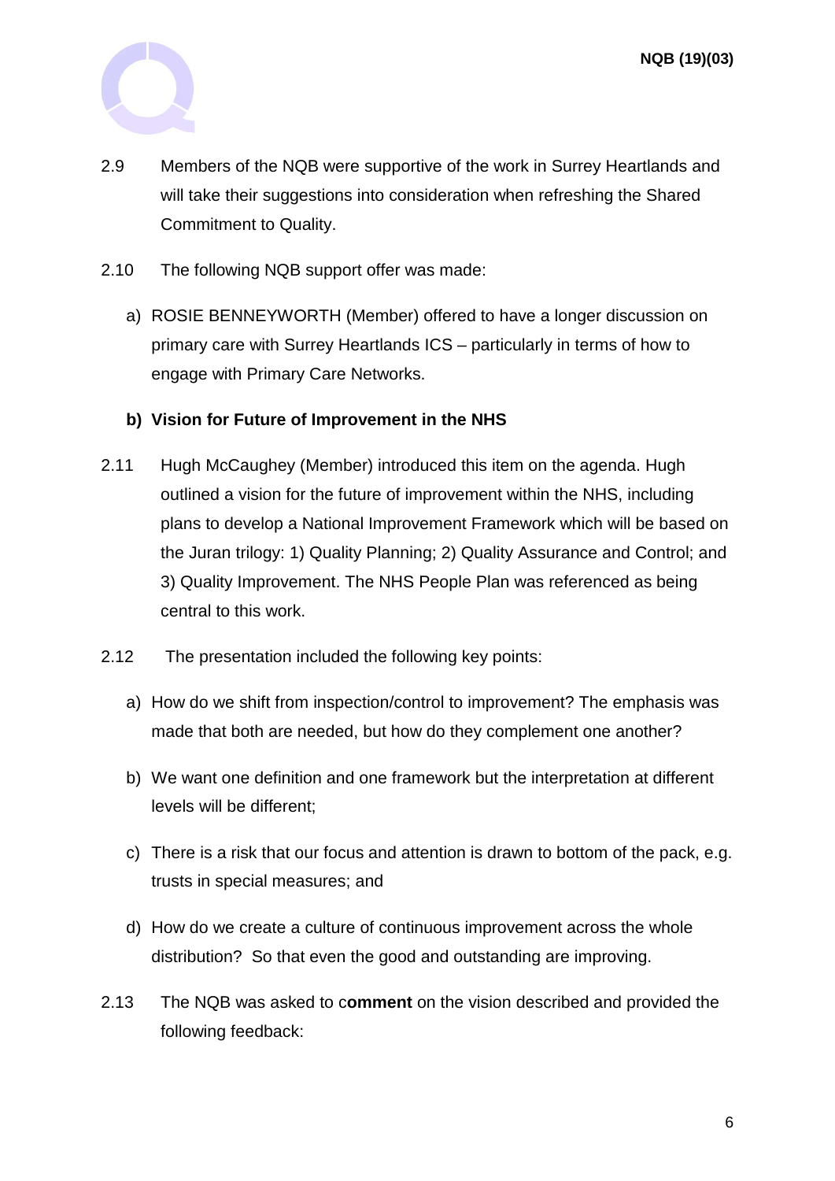2.9 Members of the NQB were supportive of the work in Surrey Heartlands and will take their suggestions into consideration when refreshing the Shared Commitment to Quality.

2.10 The following NQB support offer was made:

a) ROSIE BENNEYWORTH (Member) offered to have a longer discussion on primary care with Surrey Heartlands ICS – particularly in terms of how to engage with Primary Care Networks.

**b) Vision for Future of Improvement in the NHS**

2.11 Hugh McCaughey (Member) introduced this item on the agenda. Hugh outlined a vision for the future of improvement within the NHS, including plans to develop a National Improvement Framework which will be based on the Juran trilogy: 1) Quality Planning; 2) Quality Assurance and Control; and 3) Quality Improvement. The NHS People Plan was referenced as being central to this work.

2.12 The presentation included the following key points:

a) How do we shift from inspection/control to improvement? The emphasis was made that both are needed, but how do they complement one another?

b) We want one definition and one framework but the interpretation at different levels will be different;

c) There is a risk that our focus and attention is drawn to bottom of the pack, e.g. trusts in special measures; and

d) How do we create a culture of continuous improvement across the whole distribution? So that even the good and outstanding are improving.

2.13 The NQB was asked to c**omment** on the vision described and provided the following feedback: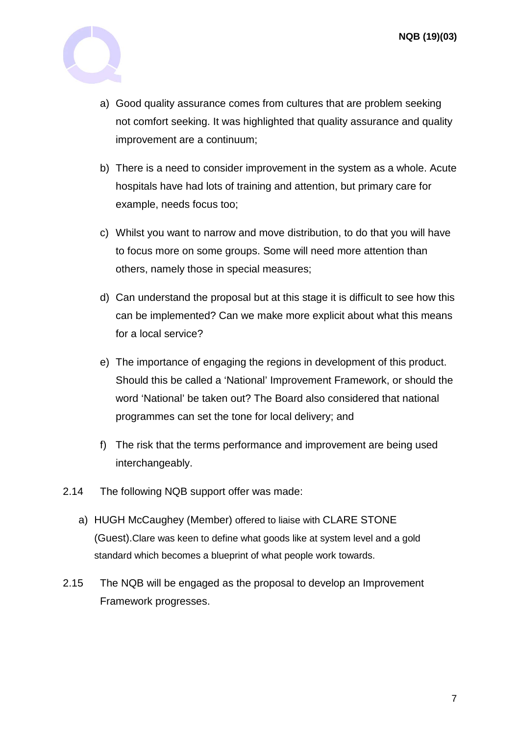a) Good quality assurance comes from cultures that are problem seeking not comfort seeking. It was highlighted that quality assurance and quality improvement are a continuum;

b) There is a need to consider improvement in the system as a whole. Acute hospitals have had lots of training and attention, but primary care for example, needs focus too;

c) Whilst you want to narrow and move distribution, to do that you will have to focus more on some groups. Some will need more attention than others, namely those in special measures;

d) Can understand the proposal but at this stage it is difficult to see how this can be implemented? Can we make more explicit about what this means for a local service?

e) The importance of engaging the regions in development of this product. Should this be called a 'National' Improvement Framework, or should the word 'National' be taken out? The Board also considered that national programmes can set the tone for local delivery; and

f) The risk that the terms performance and improvement are being used interchangeably.

2.14 The following NQB support offer was made:

a) HUGH McCaughey (Member) offered to liaise with CLARE STONE (Guest). Clare was keen to define what goods like at system level and a gold standard which becomes a blueprint of what people work towards.

2.15 The NQB will be engaged as the proposal to develop an Improvement Framework progresses.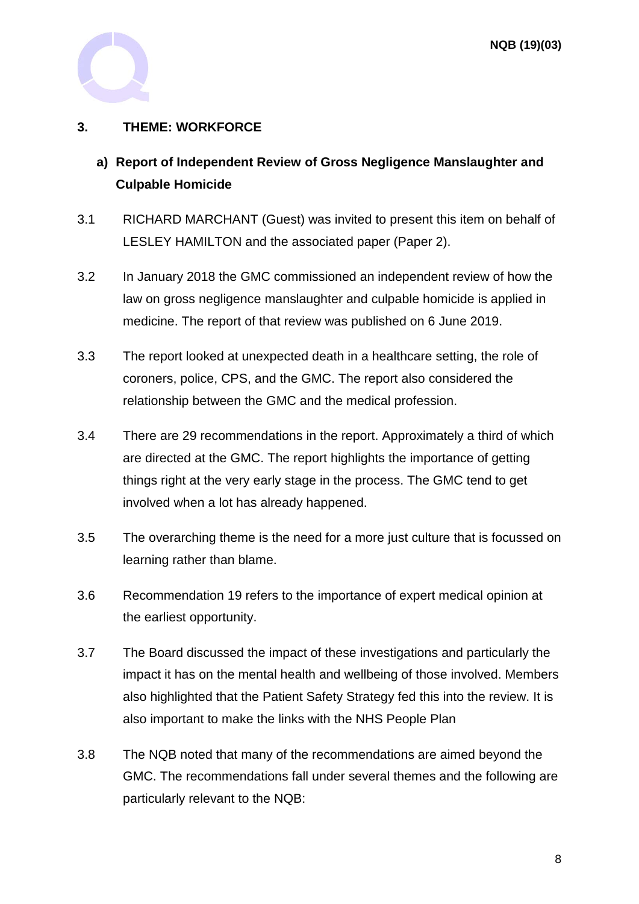## 3. THEME: WORKFORCE

### a) Report of Independent Review of Gross Negligence Manslaughter and Culpable Homicide

3.1 RICHARD MARCHANT (Guest) was invited to present this item on behalf of LESLEY HAMILTON and the associated paper (Paper 2).

3.2 In January 2018 the GMC commissioned an independent review of how the law on gross negligence manslaughter and culpable homicide is applied in medicine. The report of that review was published on 6 June 2019.

3.3 The report looked at unexpected death in a healthcare setting, the role of coroners, police, CPS, and the GMC. The report also considered the relationship between the GMC and the medical profession.

3.4 There are 29 recommendations in the report. Approximately a third of which are directed at the GMC. The report highlights the importance of getting things right at the very early stage in the process. The GMC tend to get involved when a lot has already happened.

3.5 The overarching theme is the need for a more just culture that is focussed on learning rather than blame.

3.6 Recommendation 19 refers to the importance of expert medical opinion at the earliest opportunity.

3.7 The Board discussed the impact of these investigations and particularly the impact it has on the mental health and wellbeing of those involved. Members also highlighted that the Patient Safety Strategy fed this into the review. It is also important to make the links with the NHS People Plan

3.8 The NQB noted that many of the recommendations are aimed beyond the GMC. The recommendations fall under several themes and the following are particularly relevant to the NQB: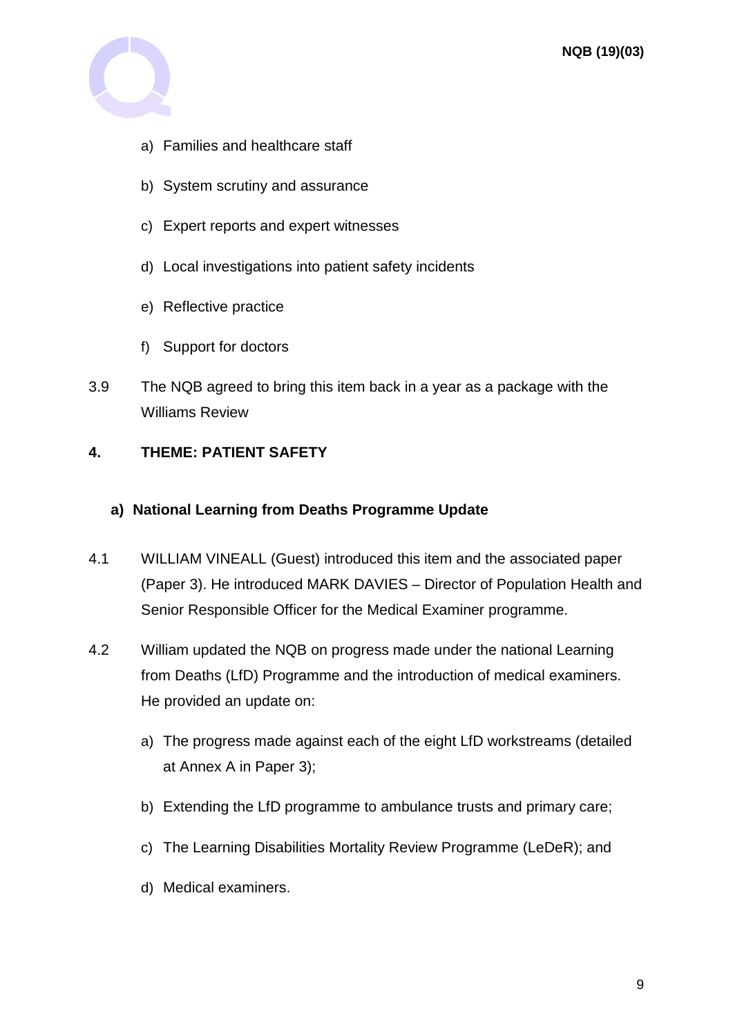a) Families and healthcare staff

b) System scrutiny and assurance

c) Expert reports and expert witnesses

d) Local investigations into patient safety incidents

e) Reflective practice

f) Support for doctors

3.9 The NQB agreed to bring this item back in a year as a package with the Williams Review

## 4. THEME: PATIENT SAFETY

### a) National Learning from Deaths Programme Update

4.1 WILLIAM VINEALL (Guest) introduced this item and the associated paper (Paper 3). He introduced MARK DAVIES – Director of Population Health and Senior Responsible Officer for the Medical Examiner programme.

4.2 William updated the NQB on progress made under the national Learning from Deaths (LfD) Programme and the introduction of medical examiners. He provided an update on:

a) The progress made against each of the eight LfD workstreams (detailed at Annex A in Paper 3);

b) Extending the LfD programme to ambulance trusts and primary care;

c) The Learning Disabilities Mortality Review Programme (LeDeR); and

d) Medical examiners.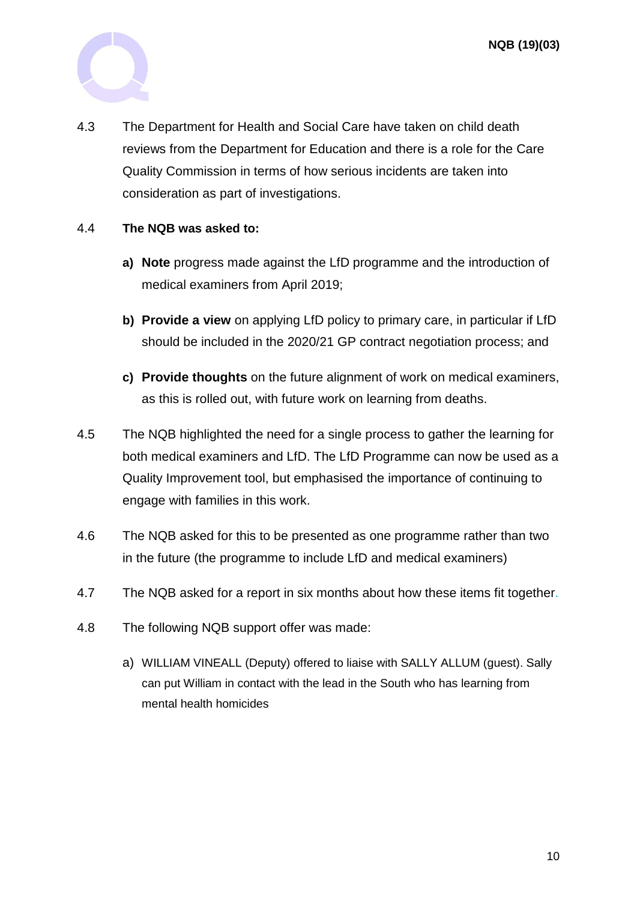4.3 The Department for Health and Social Care have taken on child death reviews from the Department for Education and there is a role for the Care Quality Commission in terms of how serious incidents are taken into consideration as part of investigations.

4.4 **The NQB was asked to:**

- **a) Note** progress made against the LfD programme and the introduction of medical examiners from April 2019;
- **b) Provide a view** on applying LfD policy to primary care, in particular if LfD should be included in the 2020/21 GP contract negotiation process; and
- **c) Provide thoughts** on the future alignment of work on medical examiners, as this is rolled out, with future work on learning from deaths.

4.5 The NQB highlighted the need for a single process to gather the learning for both medical examiners and LfD. The LfD Programme can now be used as a Quality Improvement tool, but emphasised the importance of continuing to engage with families in this work.

4.6 The NQB asked for this to be presented as one programme rather than two in the future (the programme to include LfD and medical examiners)

4.7 The NQB asked for a report in six months about how these items fit together.

4.8 The following NQB support offer was made:

- a) WILLIAM VINEALL (Deputy) offered to liaise with SALLY ALLUM (guest). Sally can put William in contact with the lead in the South who has learning from mental health homicides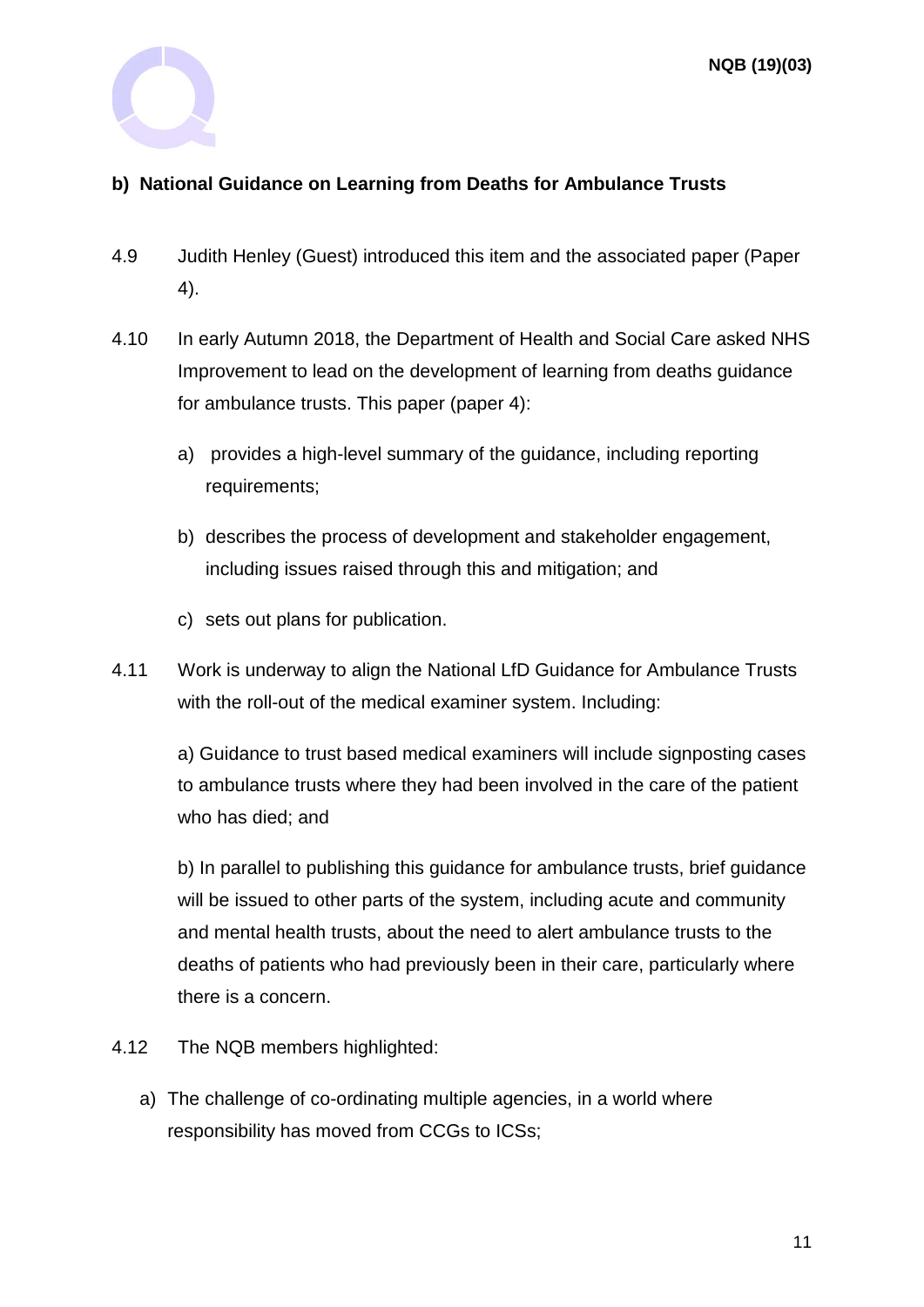### b) National Guidance on Learning from Deaths for Ambulance Trusts

4.9 Judith Henley (Guest) introduced this item and the associated paper (Paper 4).

4.10 In early Autumn 2018, the Department of Health and Social Care asked NHS Improvement to lead on the development of learning from deaths guidance for ambulance trusts. This paper (paper 4):

a) provides a high-level summary of the guidance, including reporting requirements;

b) describes the process of development and stakeholder engagement, including issues raised through this and mitigation; and

c) sets out plans for publication.

4.11 Work is underway to align the National LfD Guidance for Ambulance Trusts with the roll-out of the medical examiner system. Including:

a) Guidance to trust based medical examiners will include signposting cases to ambulance trusts where they had been involved in the care of the patient who has died; and

b) In parallel to publishing this guidance for ambulance trusts, brief guidance will be issued to other parts of the system, including acute and community and mental health trusts, about the need to alert ambulance trusts to the deaths of patients who had previously been in their care, particularly where there is a concern.

4.12 The NQB members highlighted:

a) The challenge of co-ordinating multiple agencies, in a world where responsibility has moved from CCGs to ICSs;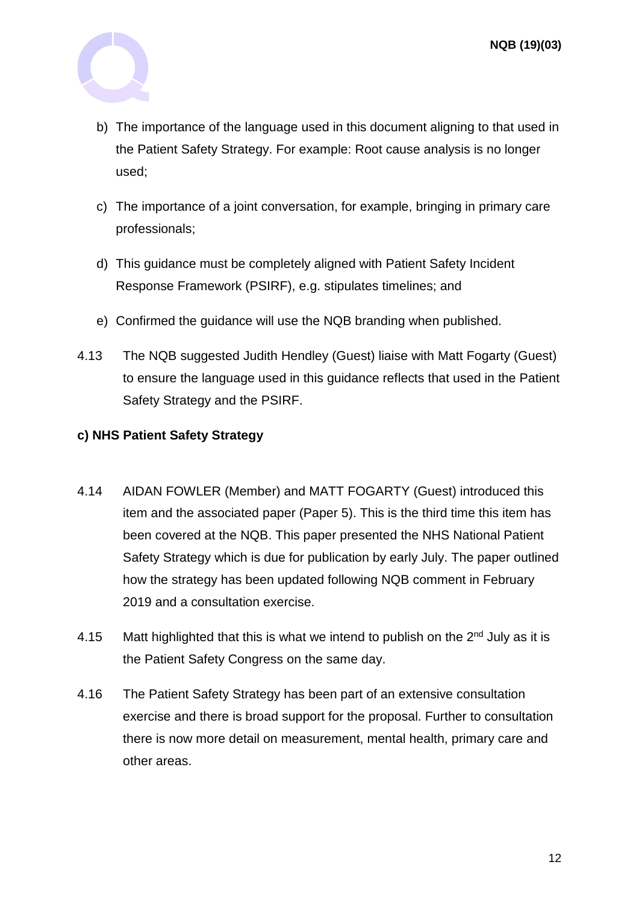b) The importance of the language used in this document aligning to that used in the Patient Safety Strategy. For example: Root cause analysis is no longer used;

c) The importance of a joint conversation, for example, bringing in primary care professionals;

d) This guidance must be completely aligned with Patient Safety Incident Response Framework (PSIRF), e.g. stipulates timelines; and

e) Confirmed the guidance will use the NQB branding when published.

4.13 The NQB suggested Judith Hendley (Guest) liaise with Matt Fogarty (Guest) to ensure the language used in this guidance reflects that used in the Patient Safety Strategy and the PSIRF.

**c) NHS Patient Safety Strategy**

4.14 AIDAN FOWLER (Member) and MATT FOGARTY (Guest) introduced this item and the associated paper (Paper 5). This is the third time this item has been covered at the NQB. This paper presented the NHS National Patient Safety Strategy which is due for publication by early July. The paper outlined how the strategy has been updated following NQB comment in February 2019 and a consultation exercise.

4.15 Matt highlighted that this is what we intend to publish on the 2nd July as it is the Patient Safety Congress on the same day.

4.16 The Patient Safety Strategy has been part of an extensive consultation exercise and there is broad support for the proposal. Further to consultation there is now more detail on measurement, mental health, primary care and other areas.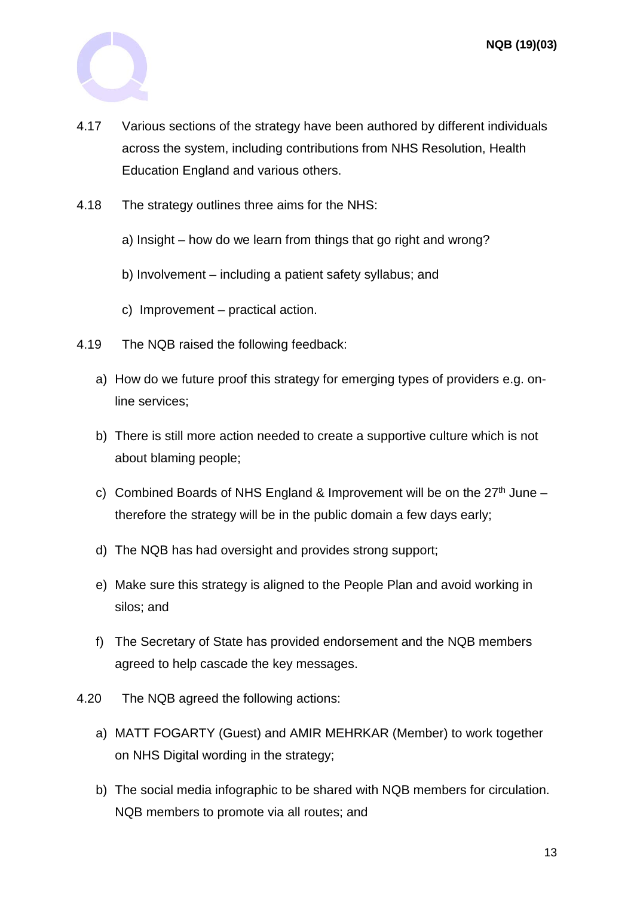4.17 Various sections of the strategy have been authored by different individuals across the system, including contributions from NHS Resolution, Health Education England and various others.

4.18 The strategy outlines three aims for the NHS:

a) Insight – how do we learn from things that go right and wrong?

b) Involvement – including a patient safety syllabus; and

c) Improvement – practical action.

4.19 The NQB raised the following feedback:

a) How do we future proof this strategy for emerging types of providers e.g. on-line services;

b) There is still more action needed to create a supportive culture which is not about blaming people;

c) Combined Boards of NHS England & Improvement will be on the 27th June – therefore the strategy will be in the public domain a few days early;

d) The NQB has had oversight and provides strong support;

e) Make sure this strategy is aligned to the People Plan and avoid working in silos; and

f) The Secretary of State has provided endorsement and the NQB members agreed to help cascade the key messages.

4.20 The NQB agreed the following actions:

a) MATT FOGARTY (Guest) and AMIR MEHRKAR (Member) to work together on NHS Digital wording in the strategy;

b) The social media infographic to be shared with NQB members for circulation. NQB members to promote via all routes; and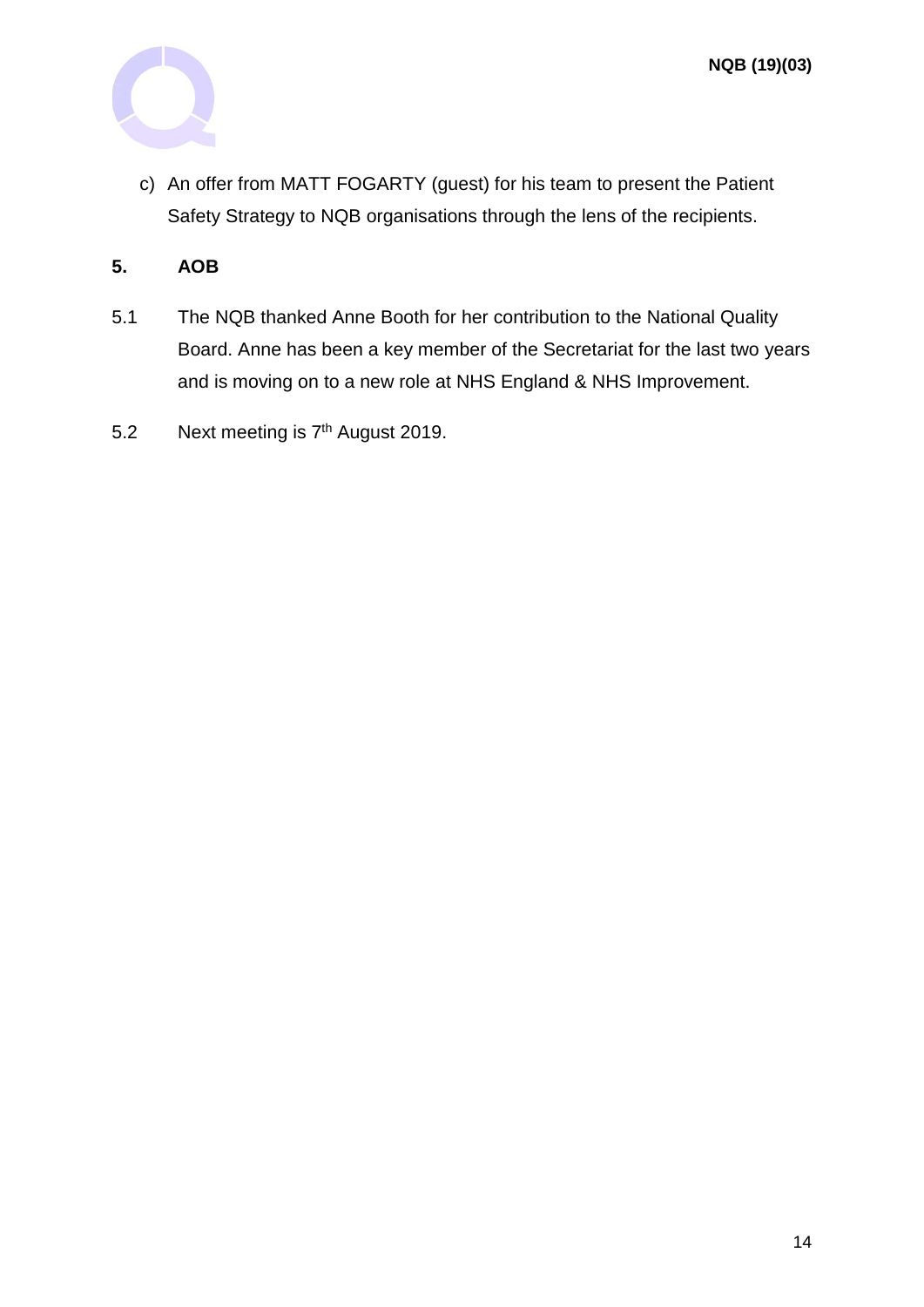c) An offer from MATT FOGARTY (guest) for his team to present the Patient Safety Strategy to NQB organisations through the lens of the recipients.

## 5. AOB

5.1 The NQB thanked Anne Booth for her contribution to the National Quality Board. Anne has been a key member of the Secretariat for the last two years and is moving on to a new role at NHS England & NHS Improvement.

5.2 Next meeting is 7th August 2019.